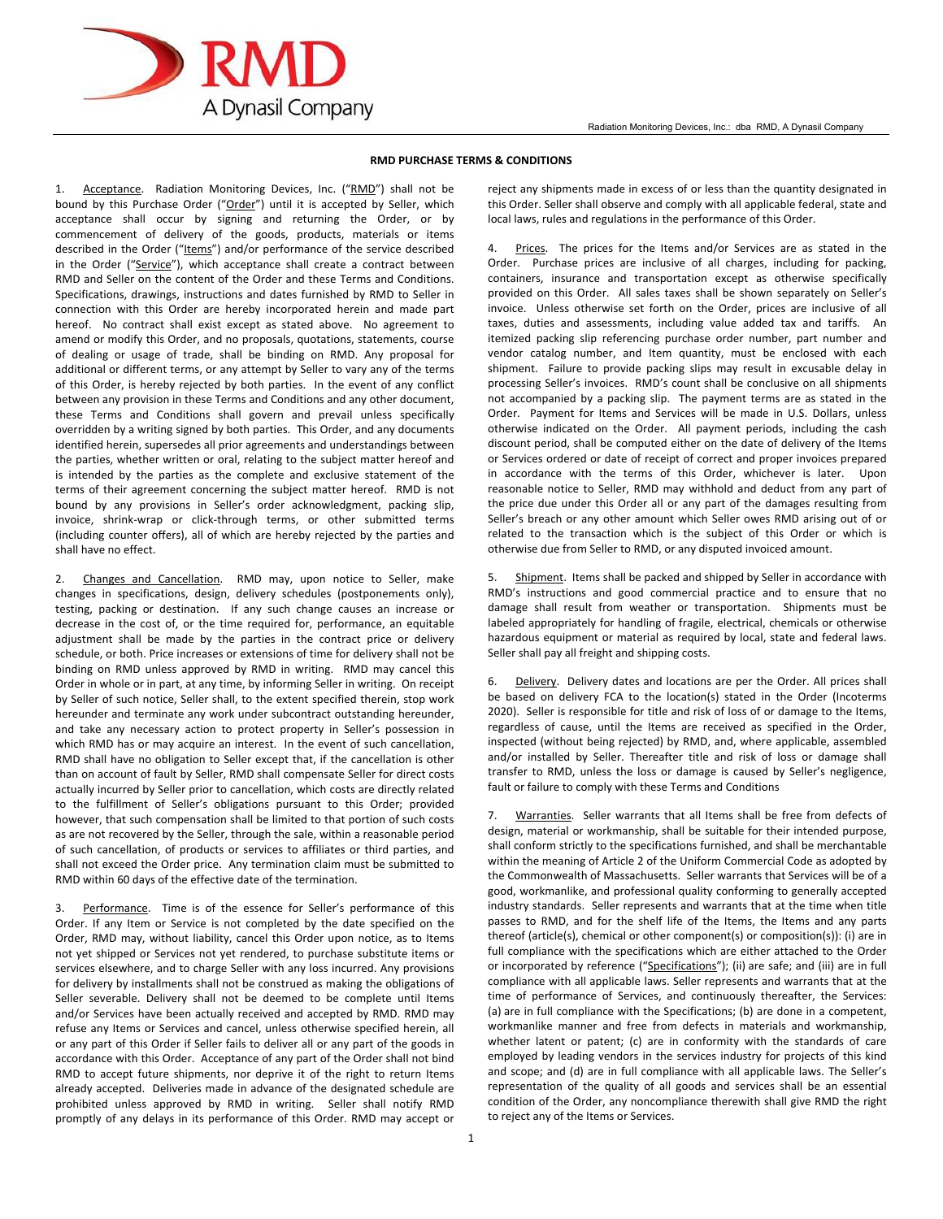RMD
A Dynasil Company

Radiation Monitoring Devices, Inc.: dba RMD, A Dynasil Company

# RMD PURCHASE TERMS & CONDITIONS

1. Acceptance. Radiation Monitoring Devices, Inc. ("RMD") shall not be bound by this Purchase Order ("Order") until it is accepted by Seller, which acceptance shall occur by signing and returning the Order, or by commencement of delivery of the goods, products, materials or items described in the Order ("Items") and/or performance of the service described in the Order ("Service"), which acceptance shall create a contract between RMD and Seller on the content of the Order and these Terms and Conditions. Specifications, drawings, instructions and dates furnished by RMD to Seller in connection with this Order are hereby incorporated herein and made part hereof. No contract shall exist except as stated above. No agreement to amend or modify this Order, and no proposals, quotations, statements, course of dealing or usage of trade, shall be binding on RMD. Any proposal for additional or different terms, or any attempt by Seller to vary any of the terms of this Order, is hereby rejected by both parties. In the event of any conflict between any provision in these Terms and Conditions and any other document, these Terms and Conditions shall govern and prevail unless specifically overridden by a writing signed by both parties. This Order, and any documents identified herein, supersedes all prior agreements and understandings between the parties, whether written or oral, relating to the subject matter hereof and is intended by the parties as the complete and exclusive statement of the terms of their agreement concerning the subject matter hereof. RMD is not bound by any provisions in Seller's order acknowledgment, packing slip, invoice, shrink-wrap or click-through terms, or other submitted terms (including counter offers), all of which are hereby rejected by the parties and shall have no effect.

2. Changes and Cancellation. RMD may, upon notice to Seller, make changes in specifications, design, delivery schedules (postponements only), testing, packing or destination. If any such change causes an increase or decrease in the cost of, or the time required for, performance, an equitable adjustment shall be made by the parties in the contract price or delivery schedule, or both. Price increases or extensions of time for delivery shall not be binding on RMD unless approved by RMD in writing. RMD may cancel this Order in whole or in part, at any time, by informing Seller in writing. On receipt by Seller of such notice, Seller shall, to the extent specified therein, stop work hereunder and terminate any work under subcontract outstanding hereunder, and take any necessary action to protect property in Seller's possession in which RMD has or may acquire an interest. In the event of such cancellation, RMD shall have no obligation to Seller except that, if the cancellation is other than on account of fault by Seller, RMD shall compensate Seller for direct costs actually incurred by Seller prior to cancellation, which costs are directly related to the fulfillment of Seller's obligations pursuant to this Order; provided however, that such compensation shall be limited to that portion of such costs as are not recovered by the Seller, through the sale, within a reasonable period of such cancellation, of products or services to affiliates or third parties, and shall not exceed the Order price. Any termination claim must be submitted to RMD within 60 days of the effective date of the termination.

3. Performance. Time is of the essence for Seller's performance of this Order. If any Item or Service is not completed by the date specified on the Order, RMD may, without liability, cancel this Order upon notice, as to Items not yet shipped or Services not yet rendered, to purchase substitute items or services elsewhere, and to charge Seller with any loss incurred. Any provisions for delivery by installments shall not be construed as making the obligations of Seller severable. Delivery shall not be deemed to be complete until Items and/or Services have been actually received and accepted by RMD. RMD may refuse any Items or Services and cancel, unless otherwise specified herein, all or any part of this Order if Seller fails to deliver all or any part of the goods in accordance with this Order. Acceptance of any part of the Order shall not bind RMD to accept future shipments, nor deprive it of the right to return Items already accepted. Deliveries made in advance of the designated schedule are prohibited unless approved by RMD in writing. Seller shall notify RMD promptly of any delays in its performance of this Order. RMD may accept or reject any shipments made in excess of or less than the quantity designated in this Order. Seller shall observe and comply with all applicable federal, state and local laws, rules and regulations in the performance of this Order.

4. Prices. The prices for the Items and/or Services are as stated in the Order. Purchase prices are inclusive of all charges, including for packing, containers, insurance and transportation except as otherwise specifically provided on this Order. All sales taxes shall be shown separately on Seller's invoice. Unless otherwise set forth on the Order, prices are inclusive of all taxes, duties and assessments, including value added tax and tariffs. An itemized packing slip referencing purchase order number, part number and vendor catalog number, and Item quantity, must be enclosed with each shipment. Failure to provide packing slips may result in excusable delay in processing Seller's invoices. RMD's count shall be conclusive on all shipments not accompanied by a packing slip. The payment terms are as stated in the Order. Payment for Items and Services will be made in U.S. Dollars, unless otherwise indicated on the Order. All payment periods, including the cash discount period, shall be computed either on the date of delivery of the Items or Services ordered or date of receipt of correct and proper invoices prepared in accordance with the terms of this Order, whichever is later. Upon reasonable notice to Seller, RMD may withhold and deduct from any part of the price due under this Order all or any part of the damages resulting from Seller's breach or any other amount which Seller owes RMD arising out of or related to the transaction which is the subject of this Order or which is otherwise due from Seller to RMD, or any disputed invoiced amount.

5. Shipment. Items shall be packed and shipped by Seller in accordance with RMD's instructions and good commercial practice and to ensure that no damage shall result from weather or transportation. Shipments must be labeled appropriately for handling of fragile, electrical, chemicals or otherwise hazardous equipment or material as required by local, state and federal laws. Seller shall pay all freight and shipping costs.

6. Delivery. Delivery dates and locations are per the Order. All prices shall be based on delivery FCA to the location(s) stated in the Order (Incoterms 2020). Seller is responsible for title and risk of loss of or damage to the Items, regardless of cause, until the Items are received as specified in the Order, inspected (without being rejected) by RMD, and, where applicable, assembled and/or installed by Seller. Thereafter title and risk of loss or damage shall transfer to RMD, unless the loss or damage is caused by Seller's negligence, fault or failure to comply with these Terms and Conditions

7. Warranties. Seller warrants that all Items shall be free from defects of design, material or workmanship, shall be suitable for their intended purpose, shall conform strictly to the specifications furnished, and shall be merchantable within the meaning of Article 2 of the Uniform Commercial Code as adopted by the Commonwealth of Massachusetts. Seller warrants that Services will be of a good, workmanlike, and professional quality conforming to generally accepted industry standards. Seller represents and warrants that at the time when title passes to RMD, and for the shelf life of the Items, the Items and any parts thereof (article(s), chemical or other component(s) or composition(s)): (i) are in full compliance with the specifications which are either attached to the Order or incorporated by reference ("Specifications"); (ii) are safe; and (iii) are in full compliance with all applicable laws. Seller represents and warrants that at the time of performance of Services, and continuously thereafter, the Services: (a) are in full compliance with the Specifications; (b) are done in a competent, workmanlike manner and free from defects in materials and workmanship, whether latent or patent; (c) are in conformity with the standards of care employed by leading vendors in the services industry for projects of this kind and scope; and (d) are in full compliance with all applicable laws. The Seller's representation of the quality of all goods and services shall be an essential condition of the Order, any noncompliance therewith shall give RMD the right to reject any of the Items or Services.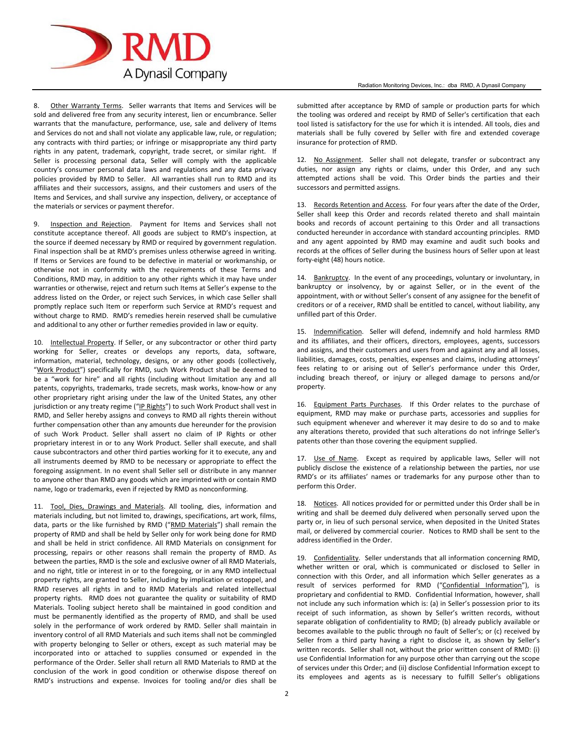8. Other Warranty Terms. Seller warrants that Items and Services will be sold and delivered free from any security interest, lien or encumbrance. Seller warrants that the manufacture, performance, use, sale and delivery of Items and Services do not and shall not violate any applicable law, rule, or regulation; any contracts with third parties; or infringe or misappropriate any third party rights in any patent, trademark, copyright, trade secret, or similar right. If Seller is processing personal data, Seller will comply with the applicable country's consumer personal data laws and regulations and any data privacy policies provided by RMD to Seller. All warranties shall run to RMD and its affiliates and their successors, assigns, and their customers and users of the Items and Services, and shall survive any inspection, delivery, or acceptance of the materials or services or payment therefor.

9. Inspection and Rejection. Payment for Items and Services shall not constitute acceptance thereof. All goods are subject to RMD's inspection, at the source if deemed necessary by RMD or required by government regulation. Final inspection shall be at RMD's premises unless otherwise agreed in writing. If Items or Services are found to be defective in material or workmanship, or otherwise not in conformity with the requirements of these Terms and Conditions, RMD may, in addition to any other rights which it may have under warranties or otherwise, reject and return such Items at Seller's expense to the address listed on the Order, or reject such Services, in which case Seller shall promptly replace such Item or reperform such Service at RMD's request and without charge to RMD. RMD's remedies herein reserved shall be cumulative and additional to any other or further remedies provided in law or equity.

10. Intellectual Property. If Seller, or any subcontractor or other third party working for Seller, creates or develops any reports, data, software, information, material, technology, designs, or any other goods (collectively, "Work Product") specifically for RMD, such Work Product shall be deemed to be a "work for hire" and all rights (including without limitation any and all patents, copyrights, trademarks, trade secrets, mask works, know-how or any other proprietary right arising under the law of the United States, any other jurisdiction or any treaty regime ("IP Rights") to such Work Product shall vest in RMD, and Seller hereby assigns and conveys to RMD all rights therein without further compensation other than any amounts due hereunder for the provision of such Work Product. Seller shall assert no claim of IP Rights or other proprietary interest in or to any Work Product. Seller shall execute, and shall cause subcontractors and other third parties working for it to execute, any and all instruments deemed by RMD to be necessary or appropriate to effect the foregoing assignment. In no event shall Seller sell or distribute in any manner to anyone other than RMD any goods which are imprinted with or contain RMD name, logo or trademarks, even if rejected by RMD as nonconforming.

11. Tool, Dies, Drawings and Materials. All tooling, dies, information and materials including, but not limited to, drawings, specifications, art work, films, data, parts or the like furnished by RMD ("RMD Materials") shall remain the property of RMD and shall be held by Seller only for work being done for RMD and shall be held in strict confidence. All RMD Materials on consignment for processing, repairs or other reasons shall remain the property of RMD. As between the parties, RMD is the sole and exclusive owner of all RMD Materials, and no right, title or interest in or to the foregoing, or in any RMD intellectual property rights, are granted to Seller, including by implication or estoppel, and RMD reserves all rights in and to RMD Materials and related intellectual property rights. RMD does not guarantee the quality or suitability of RMD Materials. Tooling subject hereto shall be maintained in good condition and must be permanently identified as the property of RMD, and shall be used solely in the performance of work ordered by RMD. Seller shall maintain in inventory control of all RMD Materials and such items shall not be commingled with property belonging to Seller or others, except as such material may be incorporated into or attached to supplies consumed or expended in the performance of the Order. Seller shall return all RMD Materials to RMD at the conclusion of the work in good condition or otherwise dispose thereof on RMD's instructions and expense. Invoices for tooling and/or dies shall be submitted after acceptance by RMD of sample or production parts for which the tooling was ordered and receipt by RMD of Seller's certification that each tool listed is satisfactory for the use for which it is intended. All tools, dies and materials shall be fully covered by Seller with fire and extended coverage insurance for protection of RMD.

12. No Assignment. Seller shall not delegate, transfer or subcontract any duties, nor assign any rights or claims, under this Order, and any such attempted actions shall be void. This Order binds the parties and their successors and permitted assigns.

13. Records Retention and Access. For four years after the date of the Order, Seller shall keep this Order and records related thereto and shall maintain books and records of account pertaining to this Order and all transactions conducted hereunder in accordance with standard accounting principles. RMD and any agent appointed by RMD may examine and audit such books and records at the offices of Seller during the business hours of Seller upon at least forty-eight (48) hours notice.

14. Bankruptcy. In the event of any proceedings, voluntary or involuntary, in bankruptcy or insolvency, by or against Seller, or in the event of the appointment, with or without Seller's consent of any assignee for the benefit of creditors or of a receiver, RMD shall be entitled to cancel, without liability, any unfilled part of this Order.

15. Indemnification. Seller will defend, indemnify and hold harmless RMD and its affiliates, and their officers, directors, employees, agents, successors and assigns, and their customers and users from and against any and all losses, liabilities, damages, costs, penalties, expenses and claims, including attorneys' fees relating to or arising out of Seller's performance under this Order, including breach thereof, or injury or alleged damage to persons and/or property.

16. Equipment Parts Purchases. If this Order relates to the purchase of equipment, RMD may make or purchase parts, accessories and supplies for such equipment whenever and wherever it may desire to do so and to make any alterations thereto, provided that such alterations do not infringe Seller's patents other than those covering the equipment supplied.

17. Use of Name. Except as required by applicable laws, Seller will not publicly disclose the existence of a relationship between the parties, nor use RMD's or its affiliates' names or trademarks for any purpose other than to perform this Order.

18. Notices. All notices provided for or permitted under this Order shall be in writing and shall be deemed duly delivered when personally served upon the party or, in lieu of such personal service, when deposited in the United States mail, or delivered by commercial courier. Notices to RMD shall be sent to the address identified in the Order.

19. Confidentiality. Seller understands that all information concerning RMD, whether written or oral, which is communicated or disclosed to Seller in connection with this Order, and all information which Seller generates as a result of services performed for RMD ("Confidential Information"), is proprietary and confidential to RMD. Confidential Information, however, shall not include any such information which is: (a) in Seller's possession prior to its receipt of such information, as shown by Seller's written records, without separate obligation of confidentiality to RMD; (b) already publicly available or becomes available to the public through no fault of Seller's; or (c) received by Seller from a third party having a right to disclose it, as shown by Seller's written records. Seller shall not, without the prior written consent of RMD: (i) use Confidential Information for any purpose other than carrying out the scope of services under this Order; and (ii) disclose Confidential Information except to its employees and agents as is necessary to fulfill Seller's obligations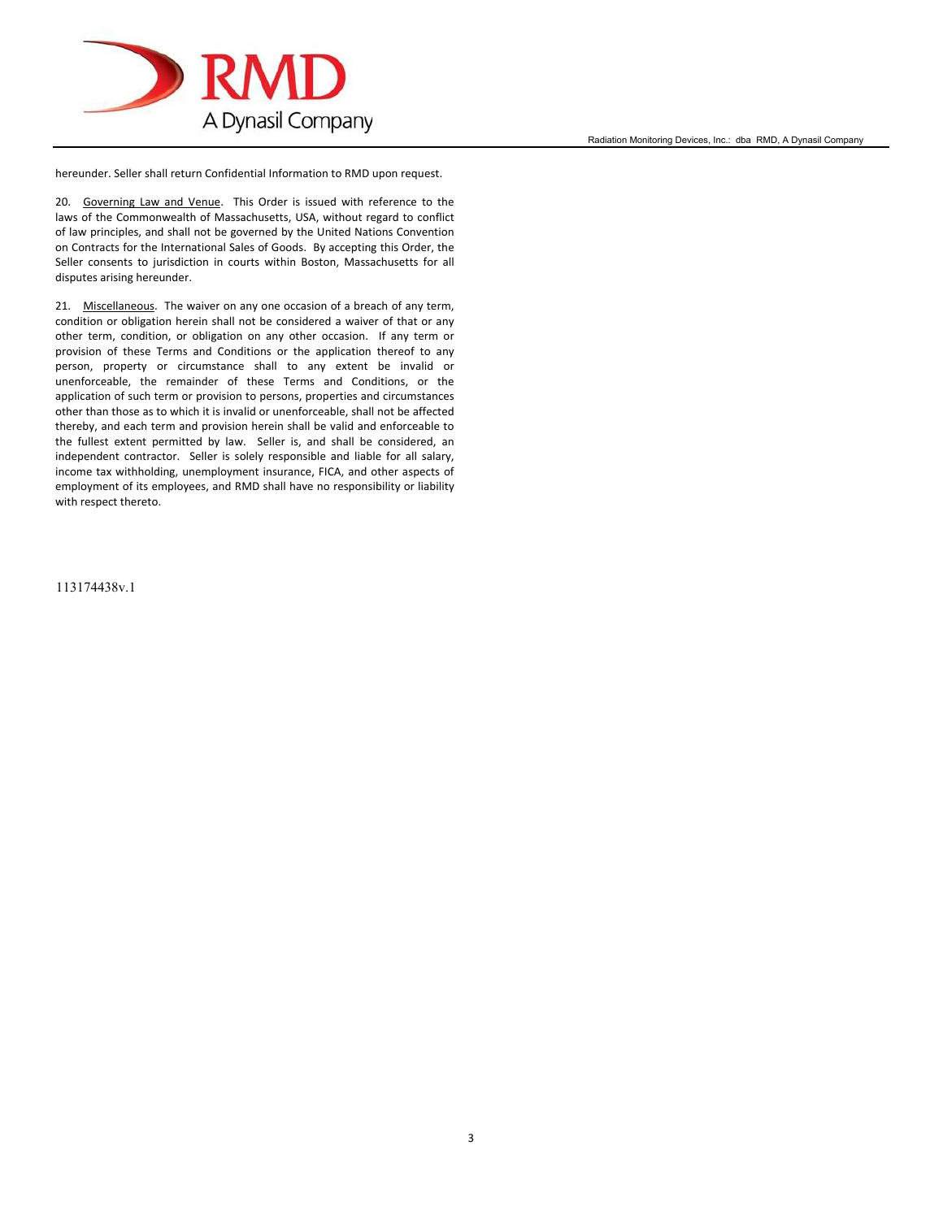hereunder. Seller shall return Confidential Information to RMD upon request.

20. Governing Law and Venue. This Order is issued with reference to the laws of the Commonwealth of Massachusetts, USA, without regard to conflict of law principles, and shall not be governed by the United Nations Convention on Contracts for the International Sales of Goods. By accepting this Order, the Seller consents to jurisdiction in courts within Boston, Massachusetts for all disputes arising hereunder.

21. Miscellaneous. The waiver on any one occasion of a breach of any term, condition or obligation herein shall not be considered a waiver of that or any other term, condition, or obligation on any other occasion. If any term or provision of these Terms and Conditions or the application thereof to any person, property or circumstance shall to any extent be invalid or unenforceable, the remainder of these Terms and Conditions, or the application of such term or provision to persons, properties and circumstances other than those as to which it is invalid or unenforceable, shall not be affected thereby, and each term and provision herein shall be valid and enforceable to the fullest extent permitted by law. Seller is, and shall be considered, an independent contractor. Seller is solely responsible and liable for all salary, income tax withholding, unemployment insurance, FICA, and other aspects of employment of its employees, and RMD shall have no responsibility or liability with respect thereto.

113174438v.1